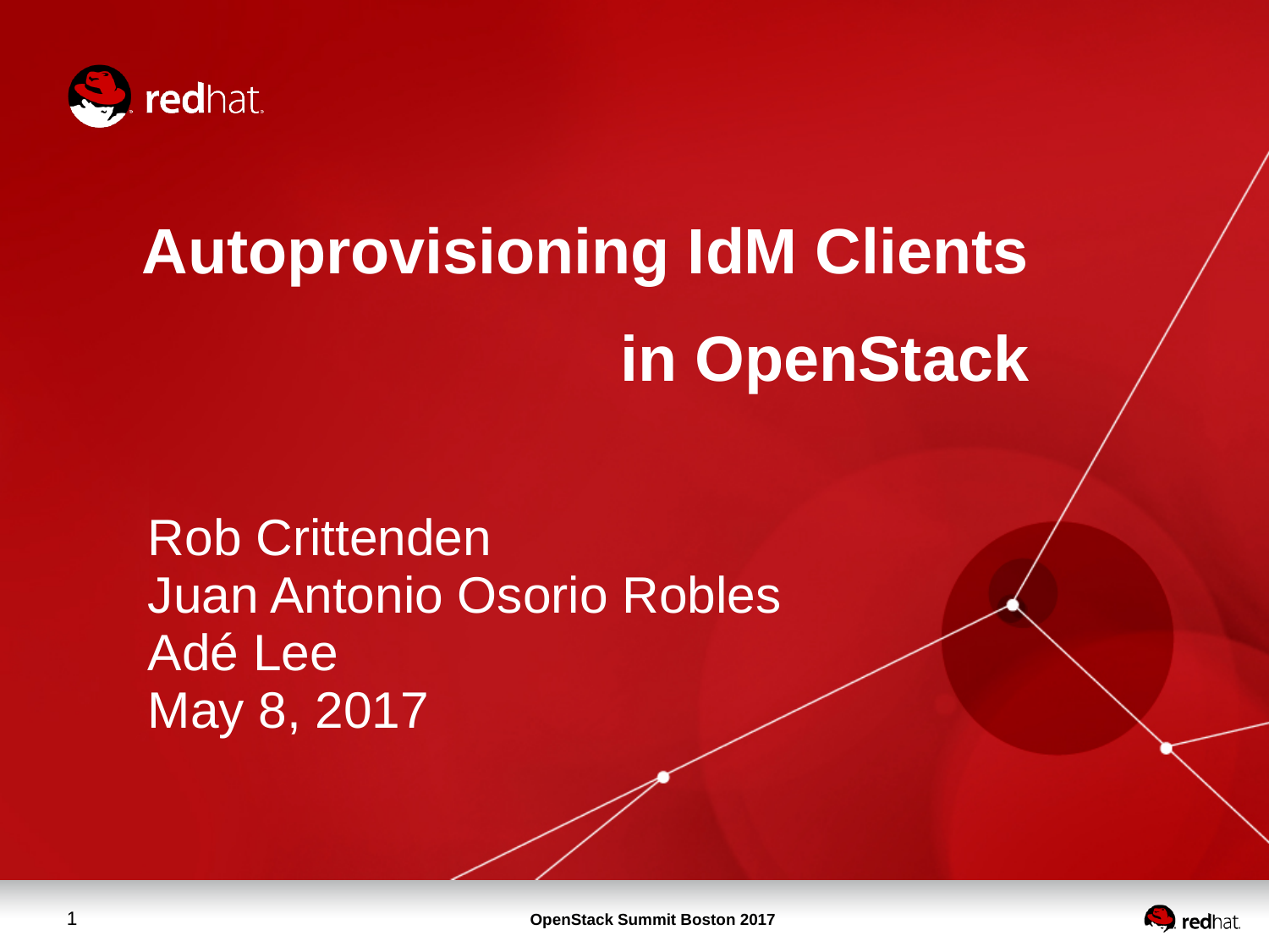# Autoprovisioning IdM Clients in OpenStack

Rob Crittenden
Juan Antonio Osorio Robles
Adé Lee
May 8, 2017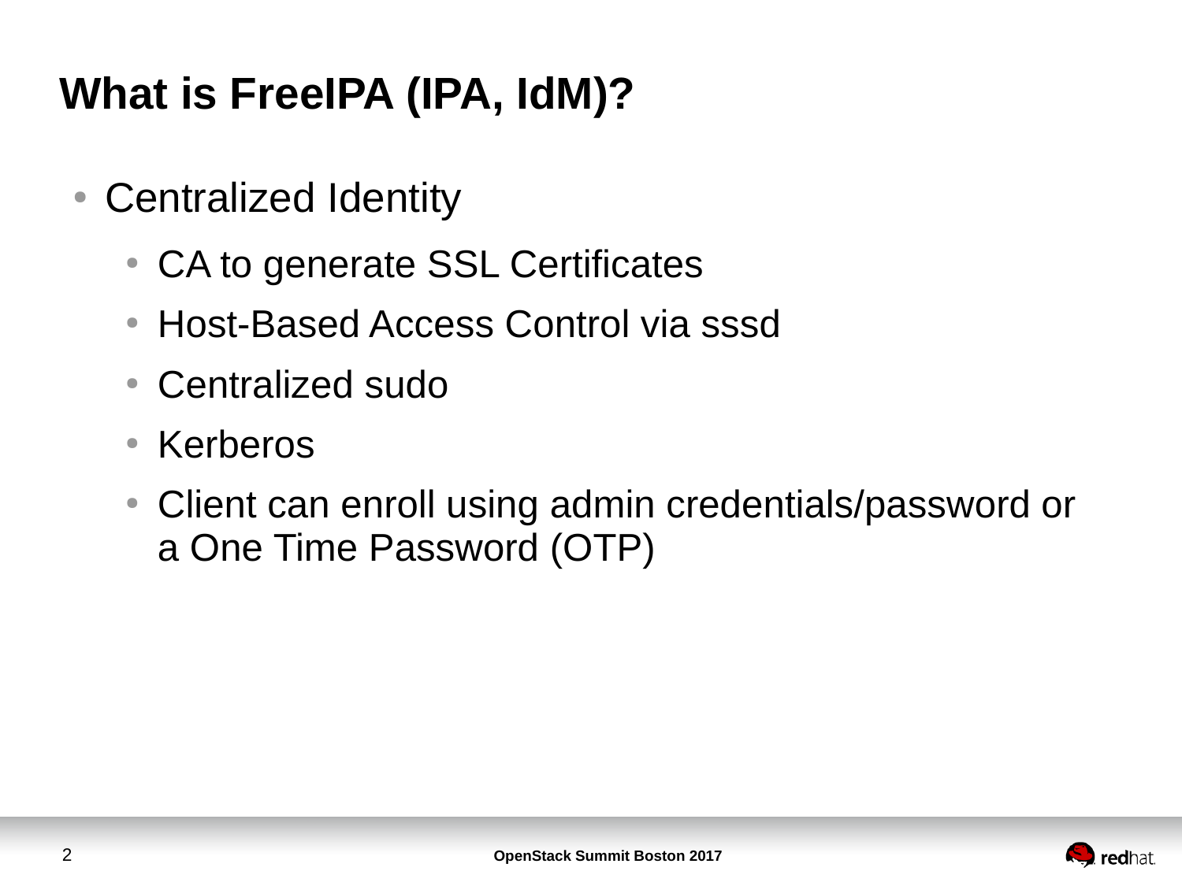# What is FreeIPA (IPA, IdM)?

- Centralized Identity
  - CA to generate SSL Certificates
  - Host-Based Access Control via sssd
  - Centralized sudo
  - Kerberos
  - Client can enroll using admin credentials/password or a One Time Password (OTP)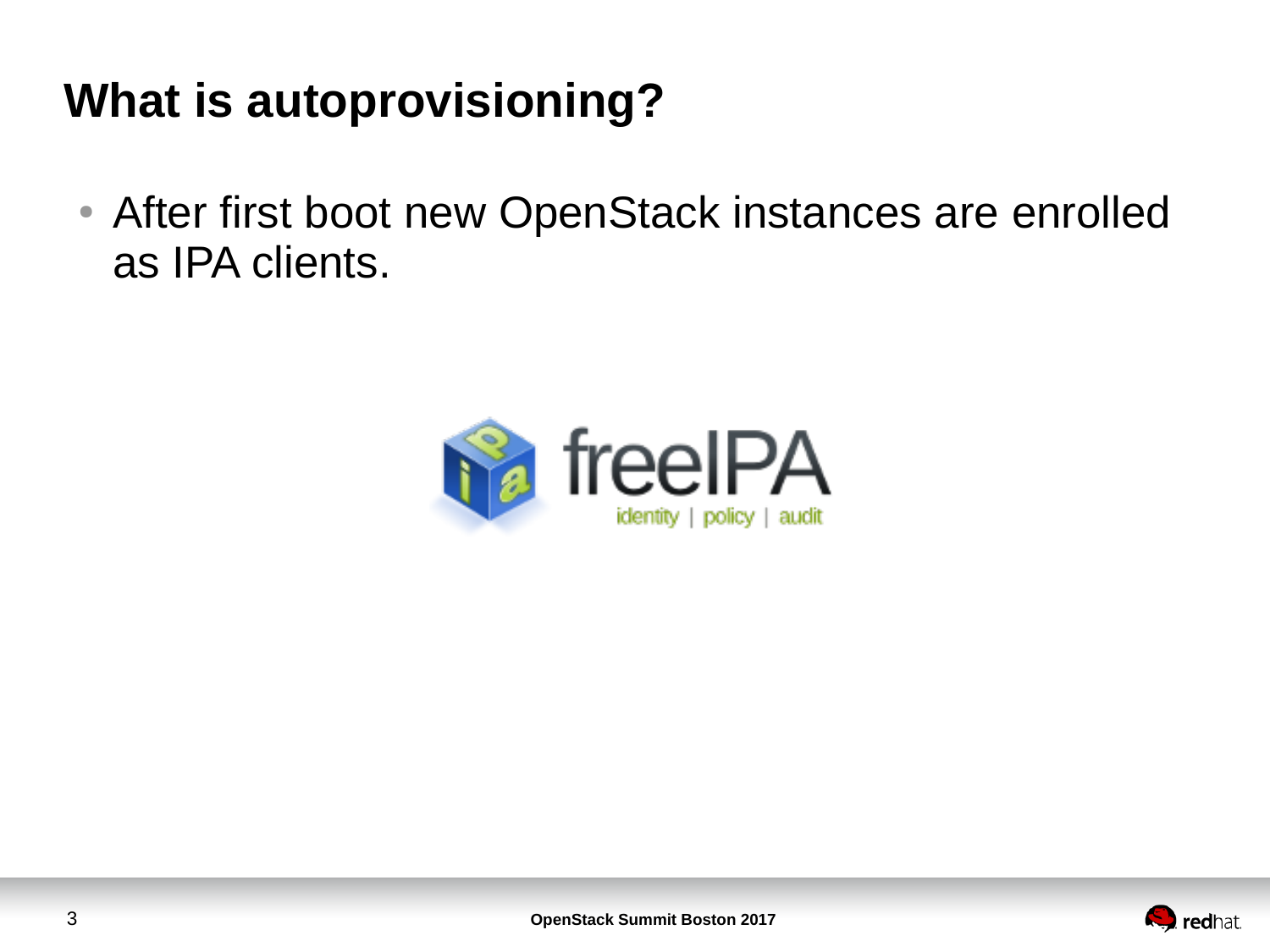# What is autoprovisioning?

- After first boot new OpenStack instances are enrolled as IPA clients.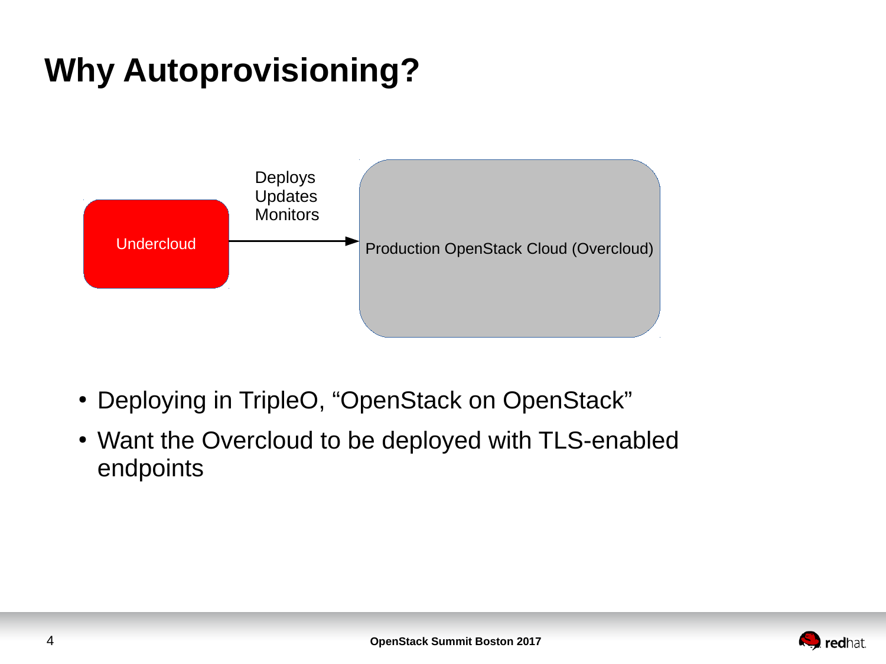# Why Autoprovisioning?

Undercloud → (Deploys, Updates, Monitors) → Production OpenStack Cloud (Overcloud)

- Deploying in TripleO, “OpenStack on OpenStack”
- Want the Overcloud to be deployed with TLS-enabled endpoints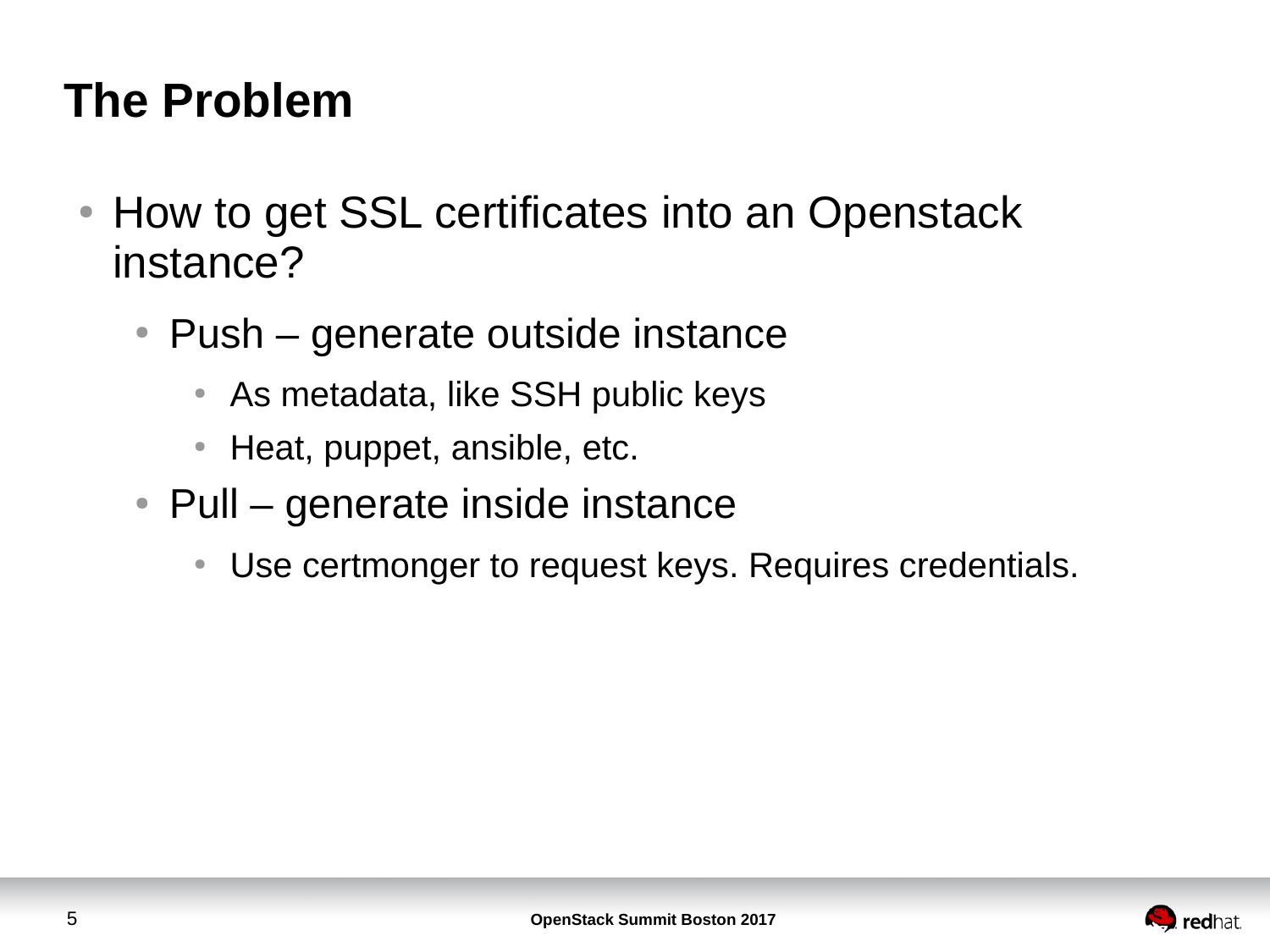# The Problem

- How to get SSL certificates into an Openstack instance?
  - Push – generate outside instance
    - As metadata, like SSH public keys
    - Heat, puppet, ansible, etc.
  - Pull – generate inside instance
    - Use certmonger to request keys. Requires credentials.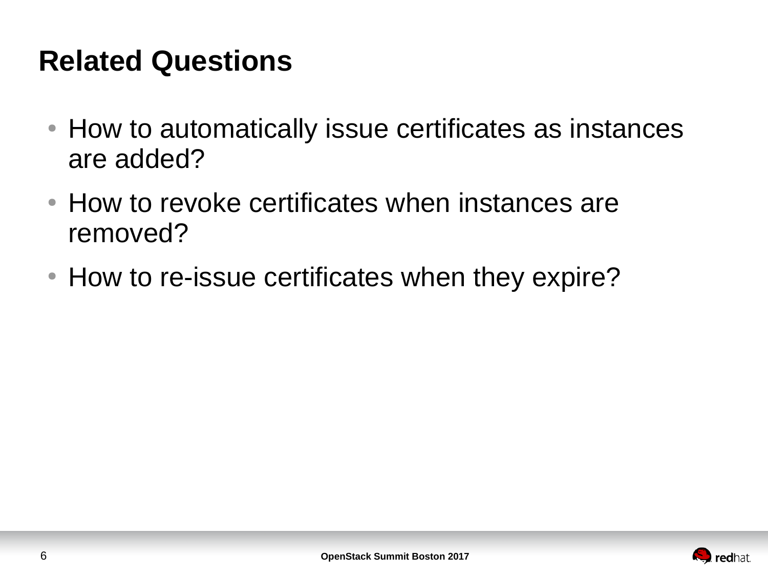# Related Questions

- How to automatically issue certificates as instances are added?
- How to revoke certificates when instances are removed?
- How to re-issue certificates when they expire?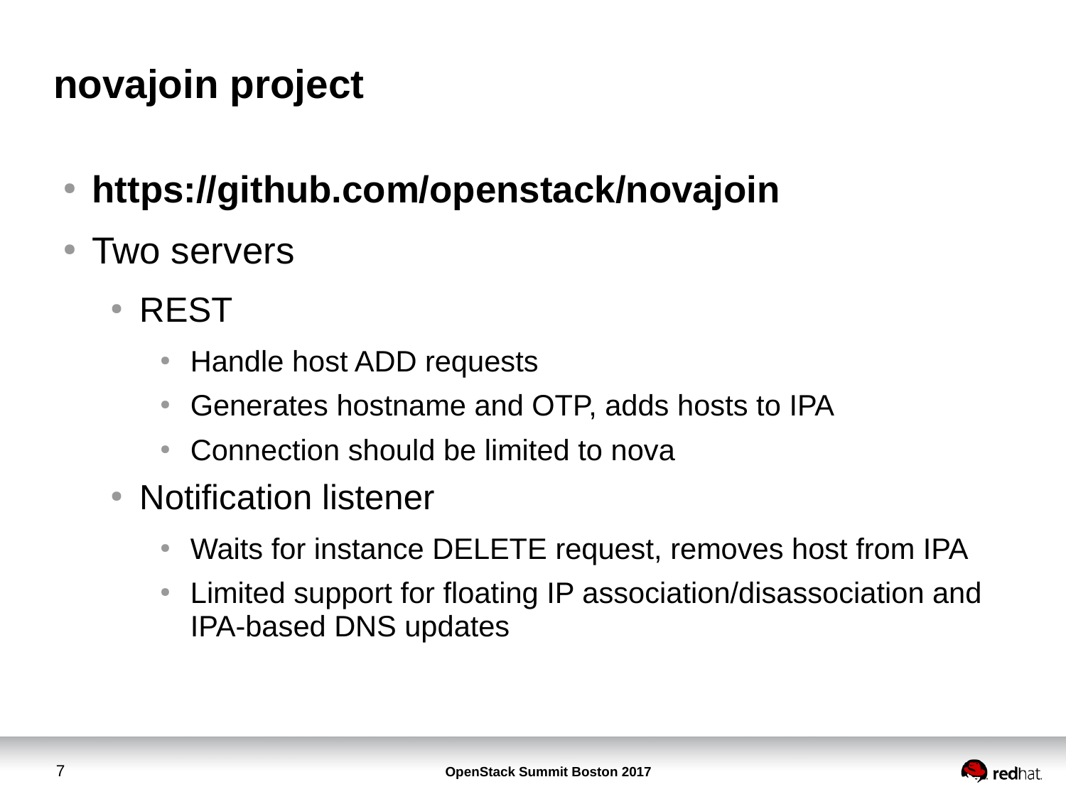# novajoin project

- **https://github.com/openstack/novajoin**
- Two servers
  - REST
    - Handle host ADD requests
    - Generates hostname and OTP, adds hosts to IPA
    - Connection should be limited to nova
  - Notification listener
    - Waits for instance DELETE request, removes host from IPA
    - Limited support for floating IP association/disassociation and IPA-based DNS updates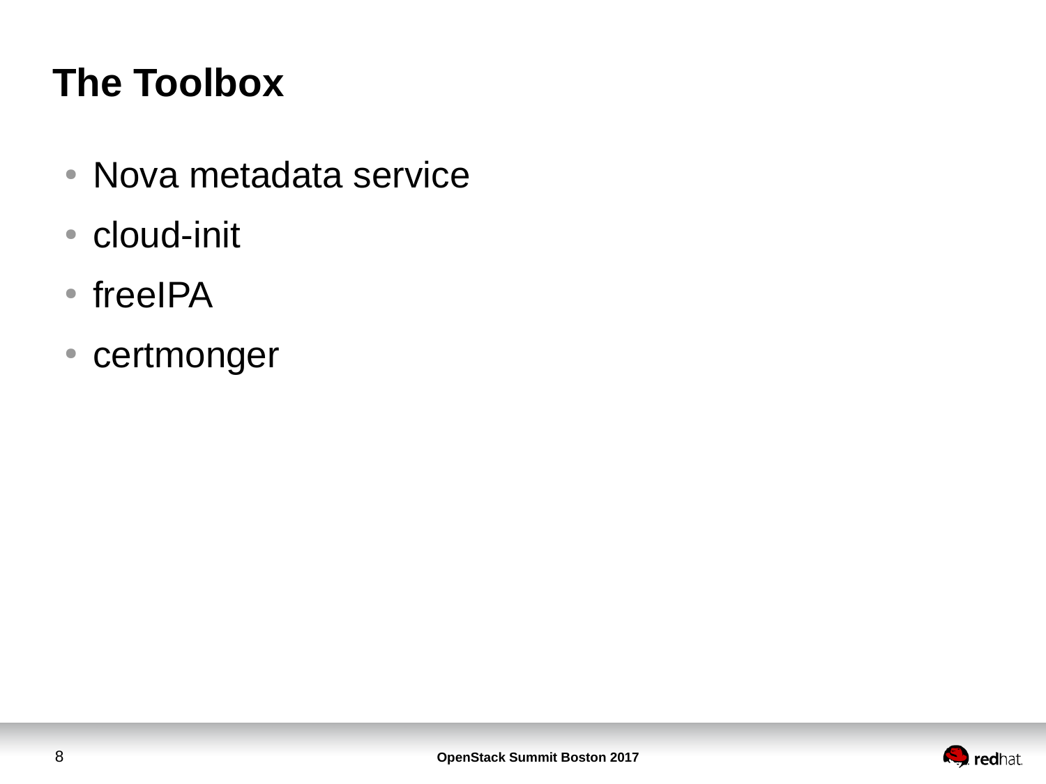# The Toolbox

- Nova metadata service
- cloud-init
- freeIPA
- certmonger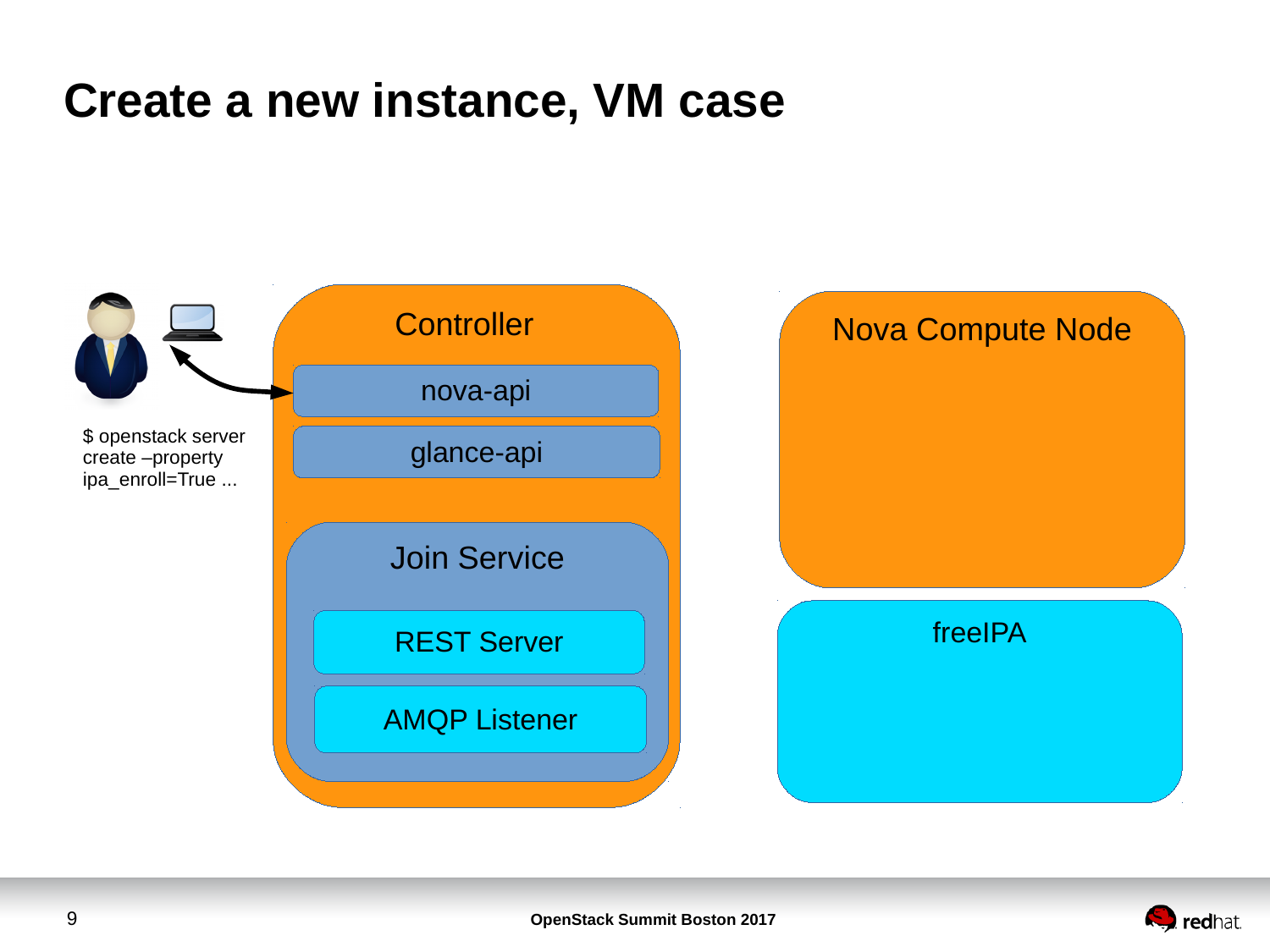# Create a new instance, VM case

$ openstack server create –property ipa_enroll=True ...

Controller

- nova-api
- glance-api

Join Service

- REST Server
- AMQP Listener

Nova Compute Node

freeIPA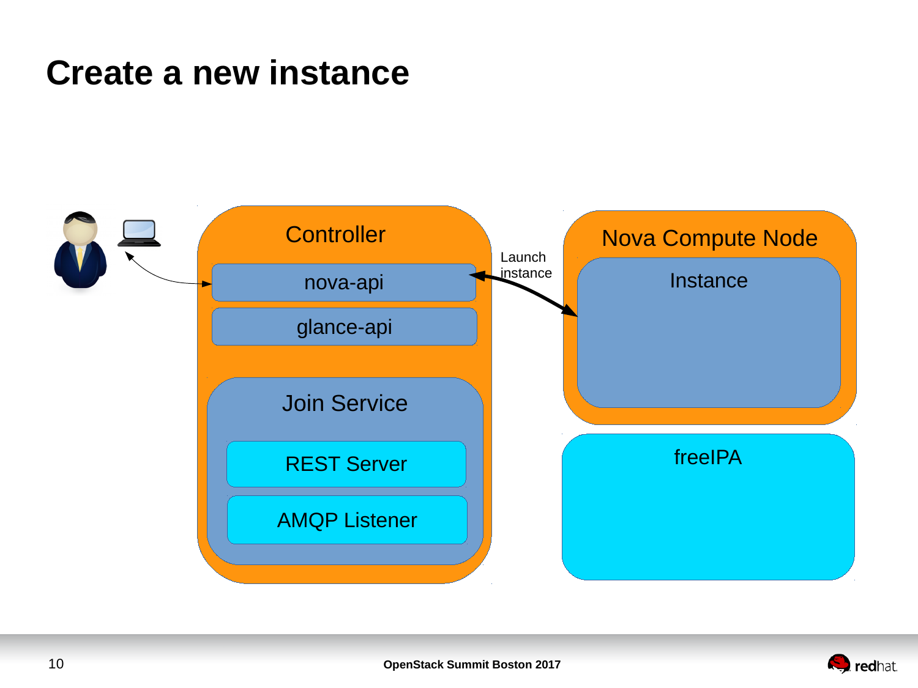# Create a new instance

Controller

nova-api

glance-api

Join Service

REST Server

AMQP Listener

Launch instance

Nova Compute Node

Instance

freeIPA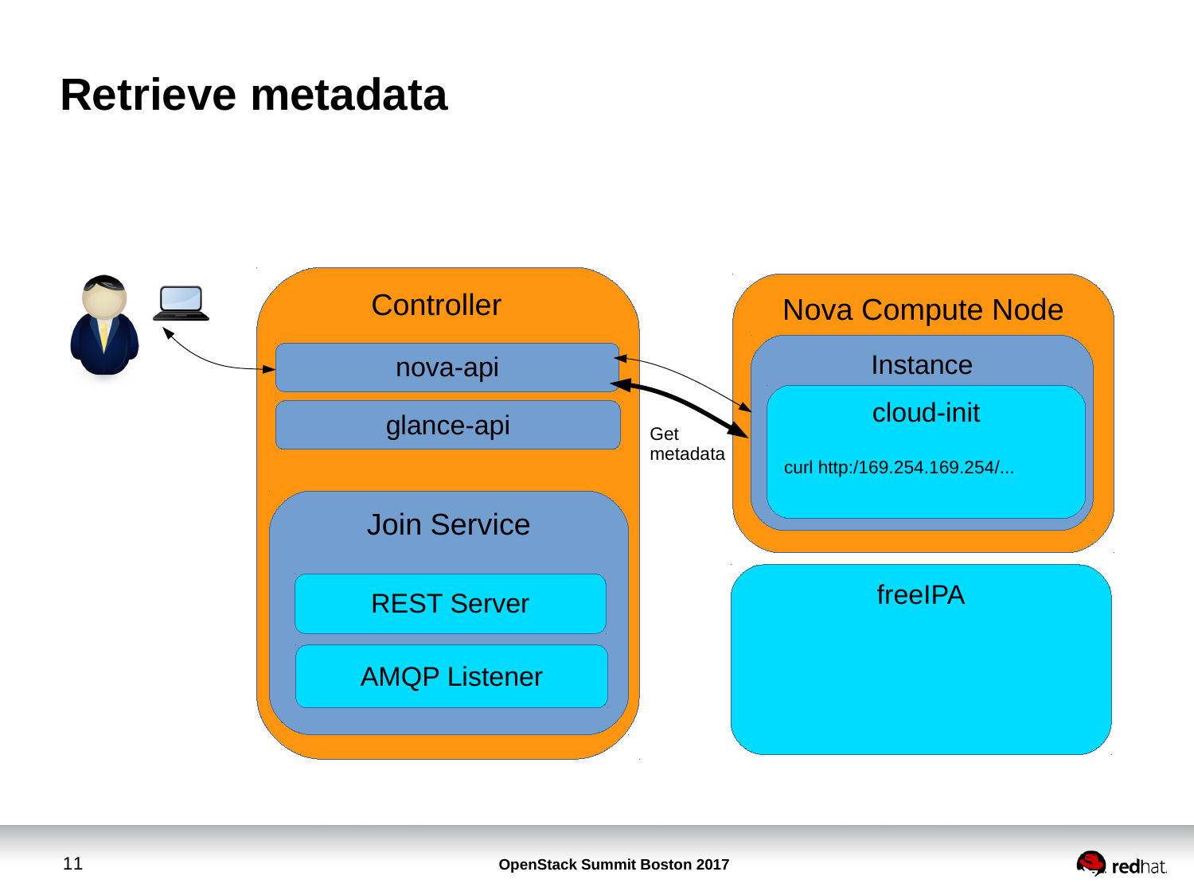# Retrieve metadata

Controller

nova-api

glance-api

Join Service

REST Server

AMQP Listener

Get metadata

Nova Compute Node

Instance

cloud-init

curl http:/169.254.169.254/...

freeIPA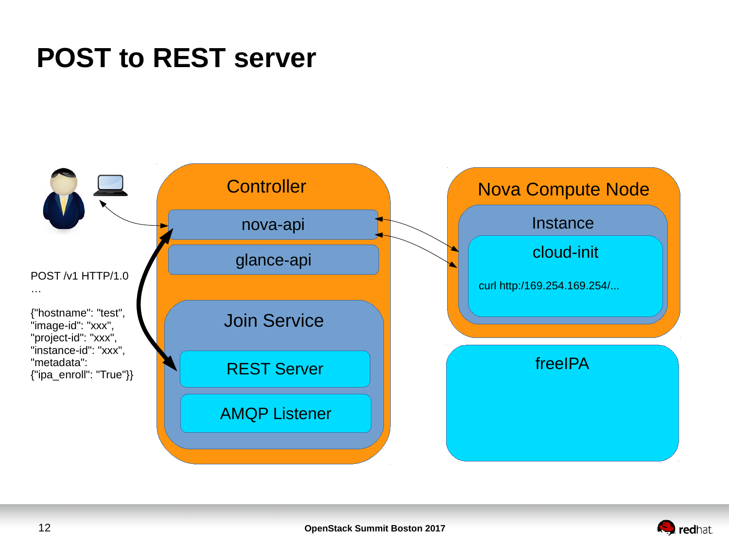# POST to REST server

POST /v1 HTTP/1.0
…

{"hostname": "test",
"image-id": "xxx",
"project-id": "xxx",
"instance-id": "xxx",
"metadata":
{"ipa_enroll": "True"}}

Controller

nova-api

glance-api

Join Service

REST Server

AMQP Listener

Nova Compute Node

Instance

cloud-init

curl http:/169.254.169.254/...

freeIPA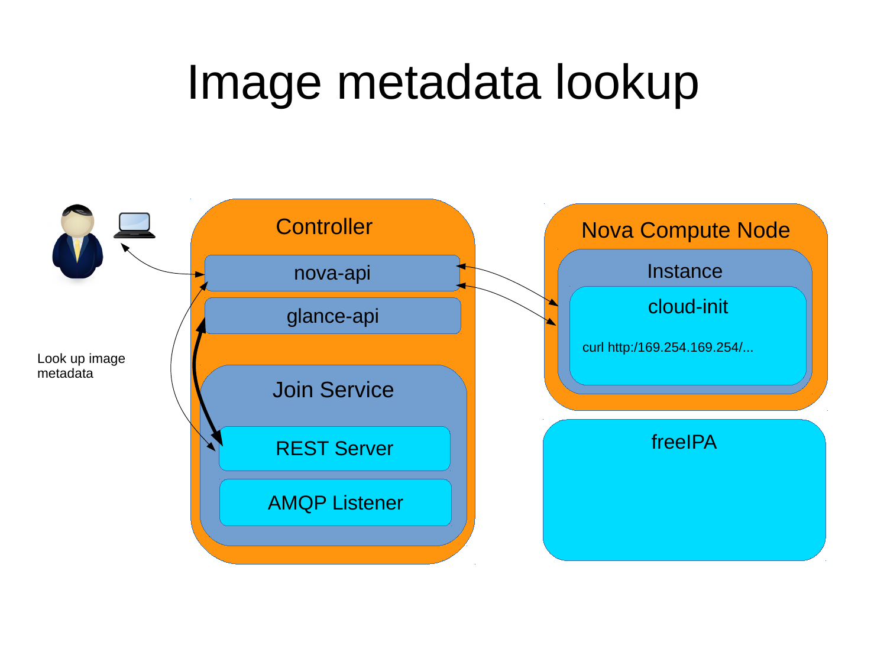# Image metadata lookup

Controller

nova-api

glance-api

Join Service

REST Server

AMQP Listener

Look up image metadata

Nova Compute Node

Instance

cloud-init

curl http:/169.254.169.254/...

freeIPA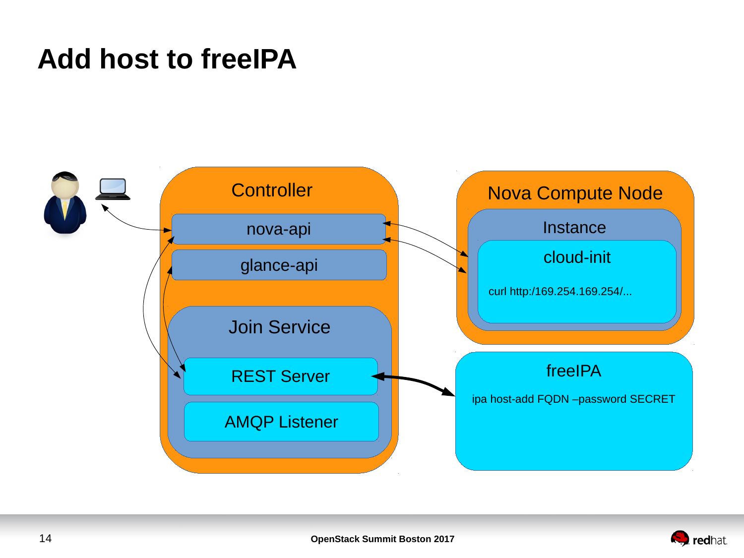# Add host to freeIPA

Controller

nova-api

glance-api

Join Service

REST Server

AMQP Listener

Nova Compute Node

Instance

cloud-init

curl http:/169.254.169.254/...

freeIPA

ipa host-add FQDN –password SECRET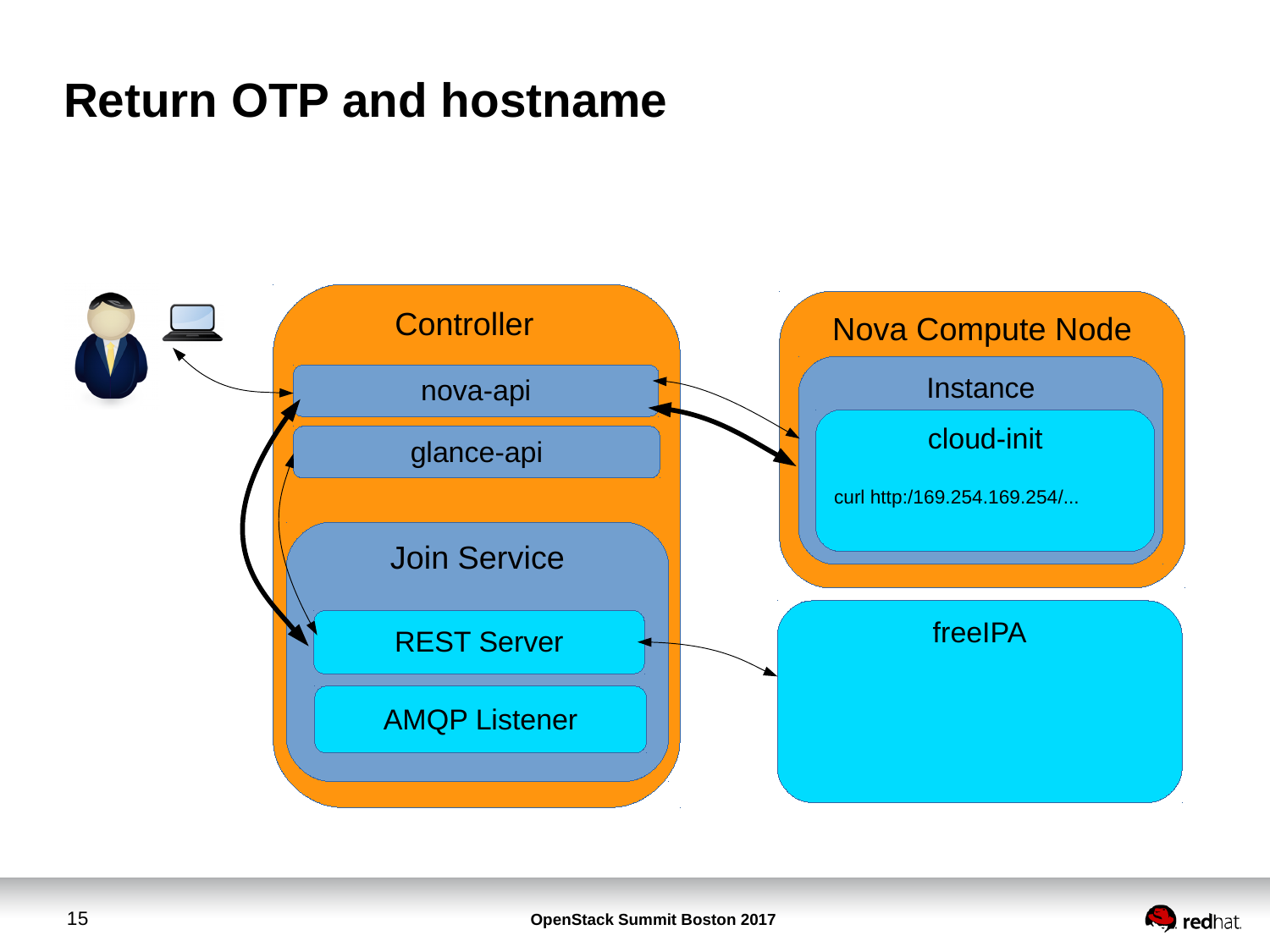# Return OTP and hostname

Controller

nova-api

glance-api

Join Service

REST Server

AMQP Listener

Nova Compute Node

Instance

cloud-init

curl http:/169.254.169.254/...

freeIPA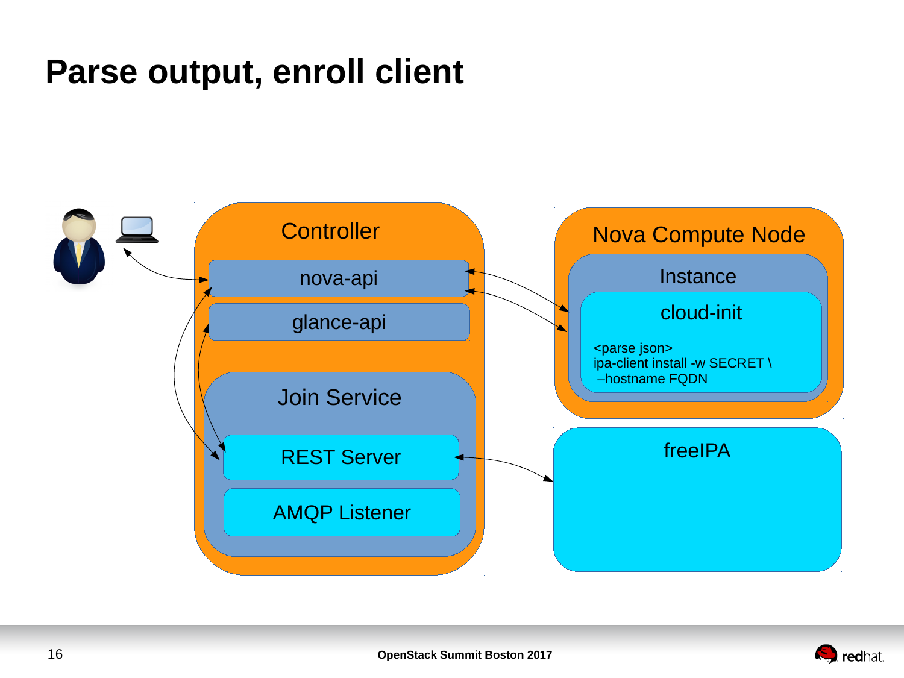# Parse output, enroll client

Controller

nova-api

glance-api

Join Service

REST Server

AMQP Listener

Nova Compute Node

Instance

cloud-init

<parse json>
ipa-client install -w SECRET \
–hostname FQDN

freeIPA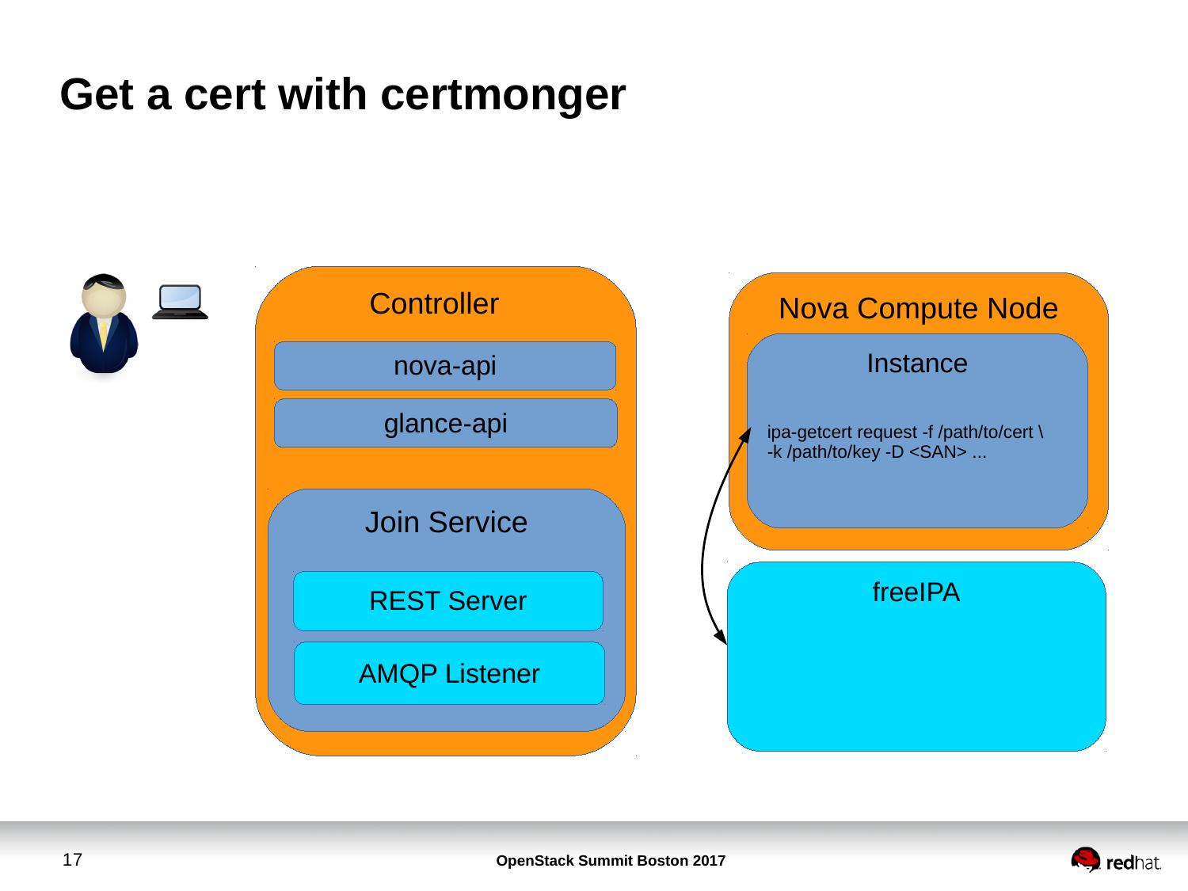# Get a cert with certmonger

Controller

- nova-api
- glance-api

Join Service

- REST Server
- AMQP Listener

Nova Compute Node

Instance

```
ipa-getcert request -f /path/to/cert \
-k /path/to/key -D <SAN> ...
```

freeIPA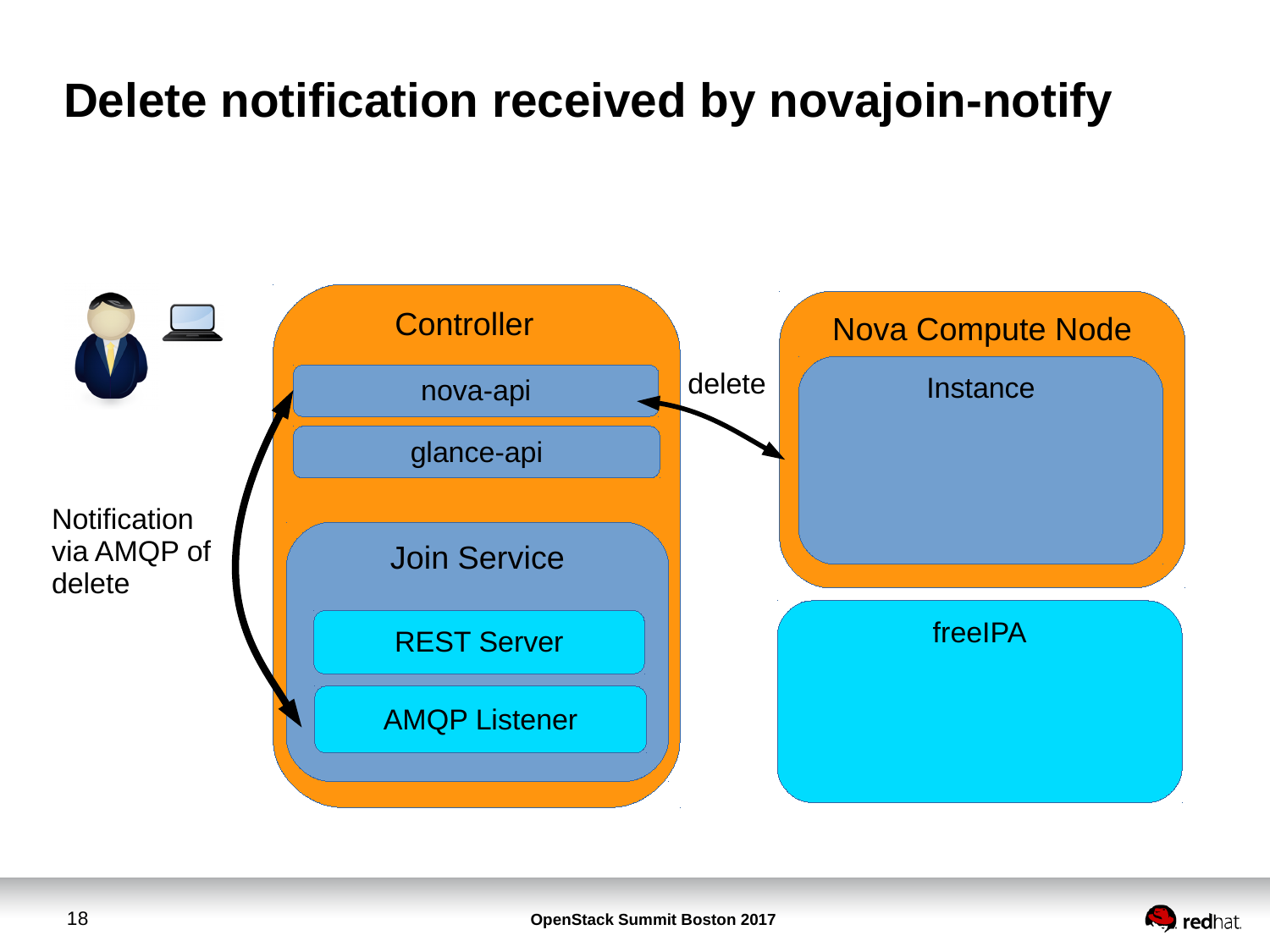# Delete notification received by novajoin-notify

Controller

nova-api

glance-api

Join Service

REST Server

AMQP Listener

delete

Nova Compute Node

Instance

freeIPA

Notification via AMQP of delete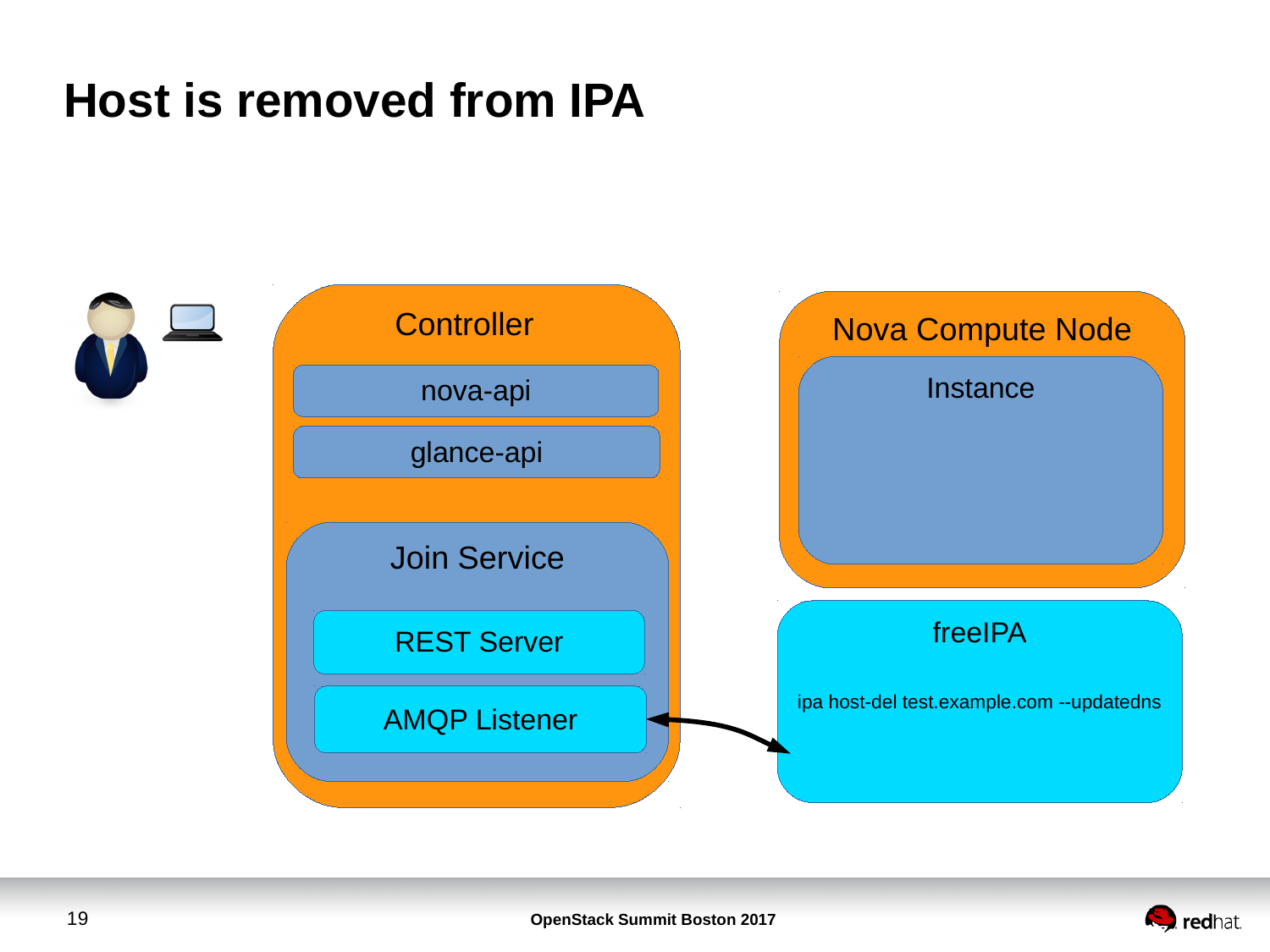# Host is removed from IPA

Controller

nova-api

glance-api

Join Service

REST Server

AMQP Listener

Nova Compute Node

Instance

freeIPA

ipa host-del test.example.com --updatedns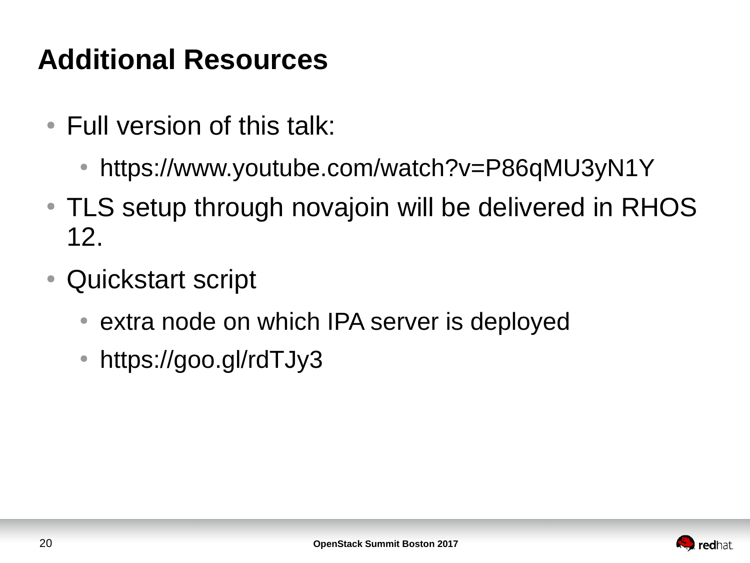# Additional Resources

- Full version of this talk:
  - https://www.youtube.com/watch?v=P86qMU3yN1Y
- TLS setup through novajoin will be delivered in RHOS 12.
- Quickstart script
  - extra node on which IPA server is deployed
  - https://goo.gl/rdTJy3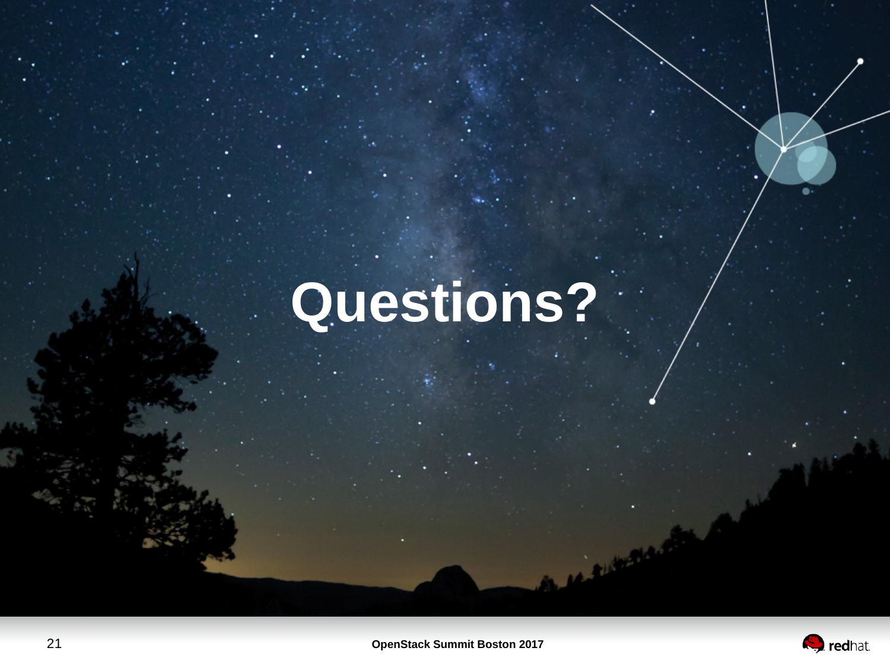# Questions?